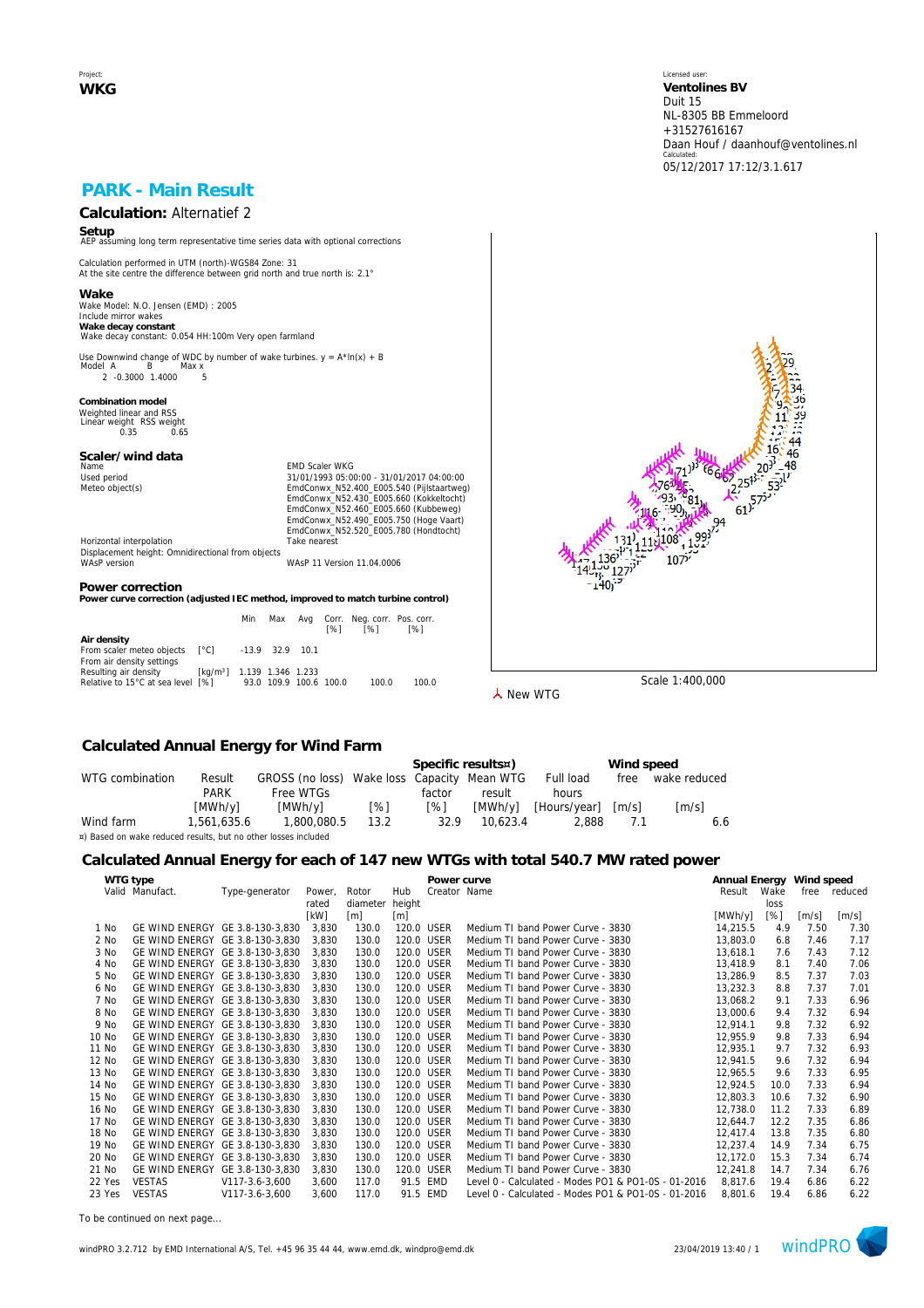Project:
**WKG**

Licensed user:
**Ventolines BV**
Duit 15
NL-8305 BB Emmeloord
+31527616167
Daan Houf / daanhouf@ventolines.nl
Calculated:
05/12/2017 17:12/3.1.617

# PARK - Main Result

## Calculation: Alternatief 2

### Setup
AEP assuming long term representative time series data with optional corrections

Calculation performed in UTM (north)-WGS84 Zone: 31
At the site centre the difference between grid north and true north is: 2.1°

### Wake
Wake Model: N.O. Jensen (EMD) : 2005
Include mirror wakes
**Wake decay constant**
Wake decay constant: 0.054 HH:100m Very open farmland

Use Downwind change of WDC by number of wake turbines. y = A*ln(x) + B

| Model | A | B | Max x |
|---|---|---|---|
| 2 | -0.3000 | 1.4000 | 5 |

**Combination model**
Weighted linear and RSS

| Linear weight | RSS weight |
|---|---|
| 0.35 | 0.65 |

### Scaler/wind data

| | |
|---|---|
| Name | EMD Scaler WKG |
| Used period | 31/01/1993 05:00:00 - 31/01/2017 04:00:00 |
| Meteo object(s) | EmdConwx_N52.400_E005.540 (Pijlstaartweg) |
| | EmdConwx_N52.430_E005.660 (Kokkeltocht) |
| | EmdConwx_N52.460_E005.660 (Kubbeweg) |
| | EmdConwx_N52.490_E005.750 (Hoge Vaart) |
| | EmdConwx_N52.520_E005.780 (Hondtocht) |
| Horizontal interpolation | Take nearest |
| Displacement height: Omnidirectional from objects | |
| WAsP version | WAsP 11 Version 11.04.0006 |

### Power correction
**Power curve correction (adjusted IEC method, improved to match turbine control)**

| | | Min | Max | Avg | Corr. [%] | Neg. corr. [%] | Pos. corr. [%] |
|---|---|---|---|---|---|---|---|
| **Air density** | | | | | | | |
| From scaler meteo objects | [°C] | -13.9 | 32.9 | 10.1 | | | |
| From air density settings | | | | | | | |
| Resulting air density | [kg/m³] | 1.139 | 1.346 | 1.233 | | | |
| Relative to 15°C at sea level | [%] | 93.0 | 109.9 | 100.6 | 100.0 | 100.0 | 100.0 |

Scale 1:400,000
New WTG

## Calculated Annual Energy for Wind Farm

| WTG combination | Result PARK [MWh/y] | GROSS (no loss) Free WTGs [MWh/y] | Wake loss [%] | Specific results¤) Capacity factor [%] | Specific results¤) Mean WTG result [MWh/y] | Full load hours [Hours/year] | Wind speed free [m/s] | Wind speed wake reduced [m/s] |
|---|---|---|---|---|---|---|---|---|
| Wind farm | 1,561,635.6 | 1,800,080.5 | 13.2 | 32.9 | 10,623.4 | 2,888 | 7.1 | 6.6 |

¤) Based on wake reduced results, but no other losses included

## Calculated Annual Energy for each of 147 new WTGs with total 540.7 MW rated power

| | WTG type Valid | Manufact. | Type-generator | Power, rated [kW] | Rotor diameter [m] | Hub height [m] | Power curve Creator | Name | Annual Energy Result [MWh/y] | Wake loss [%] | Wind speed free [m/s] | Wind speed reduced [m/s] |
|---|---|---|---|---|---|---|---|---|---|---|---|---|
| 1 | No | GE WIND ENERGY | GE 3.8-130-3,830 | 3,830 | 130.0 | 120.0 | USER | Medium TI band Power Curve - 3830 | 14,215.5 | 4.9 | 7.50 | 7.30 |
| 2 | No | GE WIND ENERGY | GE 3.8-130-3,830 | 3,830 | 130.0 | 120.0 | USER | Medium TI band Power Curve - 3830 | 13,803.0 | 6.8 | 7.46 | 7.17 |
| 3 | No | GE WIND ENERGY | GE 3.8-130-3,830 | 3,830 | 130.0 | 120.0 | USER | Medium TI band Power Curve - 3830 | 13,618.1 | 7.6 | 7.43 | 7.12 |
| 4 | No | GE WIND ENERGY | GE 3.8-130-3,830 | 3,830 | 130.0 | 120.0 | USER | Medium TI band Power Curve - 3830 | 13,418.9 | 8.1 | 7.40 | 7.06 |
| 5 | No | GE WIND ENERGY | GE 3.8-130-3,830 | 3,830 | 130.0 | 120.0 | USER | Medium TI band Power Curve - 3830 | 13,286.9 | 8.5 | 7.37 | 7.03 |
| 6 | No | GE WIND ENERGY | GE 3.8-130-3,830 | 3,830 | 130.0 | 120.0 | USER | Medium TI band Power Curve - 3830 | 13,232.3 | 8.8 | 7.37 | 7.01 |
| 7 | No | GE WIND ENERGY | GE 3.8-130-3,830 | 3,830 | 130.0 | 120.0 | USER | Medium TI band Power Curve - 3830 | 13,068.2 | 9.1 | 7.33 | 6.96 |
| 8 | No | GE WIND ENERGY | GE 3.8-130-3,830 | 3,830 | 130.0 | 120.0 | USER | Medium TI band Power Curve - 3830 | 13,000.6 | 9.4 | 7.32 | 6.94 |
| 9 | No | GE WIND ENERGY | GE 3.8-130-3,830 | 3,830 | 130.0 | 120.0 | USER | Medium TI band Power Curve - 3830 | 12,914.1 | 9.8 | 7.32 | 6.92 |
| 10 | No | GE WIND ENERGY | GE 3.8-130-3,830 | 3,830 | 130.0 | 120.0 | USER | Medium TI band Power Curve - 3830 | 12,955.9 | 9.8 | 7.33 | 6.94 |
| 11 | No | GE WIND ENERGY | GE 3.8-130-3,830 | 3,830 | 130.0 | 120.0 | USER | Medium TI band Power Curve - 3830 | 12,935.1 | 9.7 | 7.32 | 6.93 |
| 12 | No | GE WIND ENERGY | GE 3.8-130-3,830 | 3,830 | 130.0 | 120.0 | USER | Medium TI band Power Curve - 3830 | 12,941.5 | 9.6 | 7.32 | 6.94 |
| 13 | No | GE WIND ENERGY | GE 3.8-130-3,830 | 3,830 | 130.0 | 120.0 | USER | Medium TI band Power Curve - 3830 | 12,965.5 | 9.6 | 7.33 | 6.95 |
| 14 | No | GE WIND ENERGY | GE 3.8-130-3,830 | 3,830 | 130.0 | 120.0 | USER | Medium TI band Power Curve - 3830 | 12,924.5 | 10.0 | 7.33 | 6.94 |
| 15 | No | GE WIND ENERGY | GE 3.8-130-3,830 | 3,830 | 130.0 | 120.0 | USER | Medium TI band Power Curve - 3830 | 12,803.3 | 10.6 | 7.32 | 6.90 |
| 16 | No | GE WIND ENERGY | GE 3.8-130-3,830 | 3,830 | 130.0 | 120.0 | USER | Medium TI band Power Curve - 3830 | 12,738.0 | 11.2 | 7.33 | 6.89 |
| 17 | No | GE WIND ENERGY | GE 3.8-130-3,830 | 3,830 | 130.0 | 120.0 | USER | Medium TI band Power Curve - 3830 | 12,644.7 | 12.2 | 7.35 | 6.86 |
| 18 | No | GE WIND ENERGY | GE 3.8-130-3,830 | 3,830 | 130.0 | 120.0 | USER | Medium TI band Power Curve - 3830 | 12,417.4 | 13.8 | 7.35 | 6.80 |
| 19 | No | GE WIND ENERGY | GE 3.8-130-3,830 | 3,830 | 130.0 | 120.0 | USER | Medium TI band Power Curve - 3830 | 12,237.4 | 14.9 | 7.34 | 6.75 |
| 20 | No | GE WIND ENERGY | GE 3.8-130-3,830 | 3,830 | 130.0 | 120.0 | USER | Medium TI band Power Curve - 3830 | 12,172.0 | 15.3 | 7.34 | 6.74 |
| 21 | No | GE WIND ENERGY | GE 3.8-130-3,830 | 3,830 | 130.0 | 120.0 | USER | Medium TI band Power Curve - 3830 | 12,241.8 | 14.7 | 7.34 | 6.76 |
| 22 | Yes | VESTAS | V117-3.6-3,600 | 3,600 | 117.0 | 91.5 | EMD | Level 0 - Calculated - Modes PO1 & PO1-0S - 01-2016 | 8,817.6 | 19.4 | 6.86 | 6.22 |
| 23 | Yes | VESTAS | V117-3.6-3,600 | 3,600 | 117.0 | 91.5 | EMD | Level 0 - Calculated - Modes PO1 & PO1-0S - 01-2016 | 8,801.6 | 19.4 | 6.86 | 6.22 |

To be continued on next page...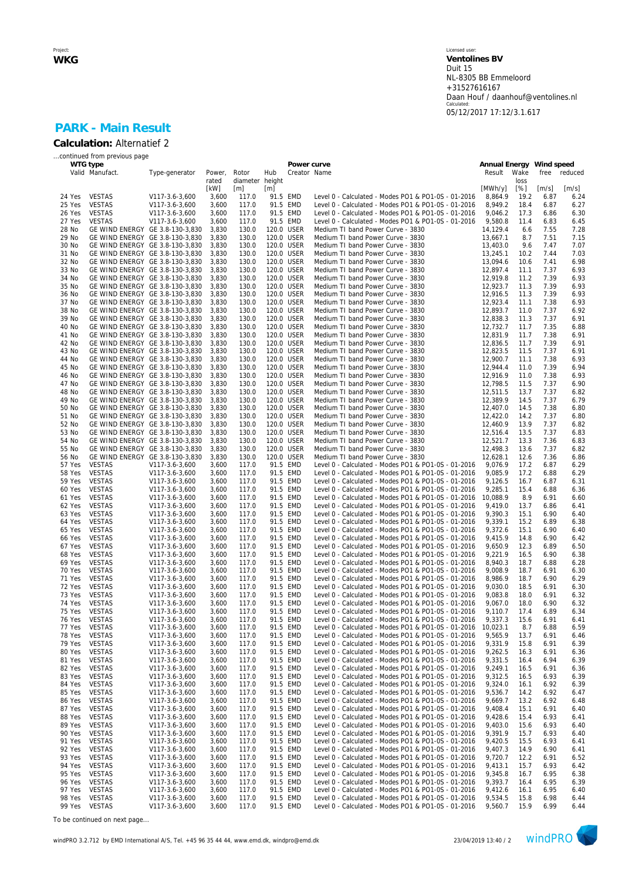Project:
**WKG**

Licensed user:
**Ventolines BV**
Duit 15
NL-8305 BB Emmeloord
+31527616167
Daan Houf / daanhouf@ventolines.nl
Calculated:
05/12/2017 17:12/3.1.617

## PARK - Main Result

**Calculation:** Alternatief 2

...continued from previous page

| | WTG type | | | | | | Power curve | | Annual Energy | | Wind speed | |
|---|---|---|---|---|---|---|---|---|---|---|---|---|
| | Valid | Manufact. | Type-generator | Power, rated | Rotor diameter | Hub height | Creator | Name | Result | Wake loss | free | reduced |
| | | | | [kW] | [m] | [m] | | | [MWh/y] | [%] | [m/s] | [m/s] |
| 24 Yes | | VESTAS | V117-3.6-3,600 | 3,600 | 117.0 | 91.5 | EMD | Level 0 - Calculated - Modes PO1 & PO1-0S - 01-2016 | 8,864.9 | 19.2 | 6.87 | 6.24 |
| 25 Yes | | VESTAS | V117-3.6-3,600 | 3,600 | 117.0 | 91.5 | EMD | Level 0 - Calculated - Modes PO1 & PO1-0S - 01-2016 | 8,949.2 | 18.4 | 6.87 | 6.27 |
| 26 Yes | | VESTAS | V117-3.6-3,600 | 3,600 | 117.0 | 91.5 | EMD | Level 0 - Calculated - Modes PO1 & PO1-0S - 01-2016 | 9,046.2 | 17.3 | 6.86 | 6.30 |
| 27 Yes | | VESTAS | V117-3.6-3,600 | 3,600 | 117.0 | 91.5 | EMD | Level 0 - Calculated - Modes PO1 & PO1-0S - 01-2016 | 9,580.8 | 11.4 | 6.83 | 6.45 |
| 28 No | | GE WIND ENERGY | GE 3.8-130-3,830 | 3,830 | 130.0 | 120.0 | USER | Medium TI band Power Curve - 3830 | 14,129.4 | 6.6 | 7.55 | 7.28 |
| 29 No | | GE WIND ENERGY | GE 3.8-130-3,830 | 3,830 | 130.0 | 120.0 | USER | Medium TI band Power Curve - 3830 | 13,667.1 | 8.7 | 7.51 | 7.15 |
| 30 No | | GE WIND ENERGY | GE 3.8-130-3,830 | 3,830 | 130.0 | 120.0 | USER | Medium TI band Power Curve - 3830 | 13,403.0 | 9.6 | 7.47 | 7.07 |
| 31 No | | GE WIND ENERGY | GE 3.8-130-3,830 | 3,830 | 130.0 | 120.0 | USER | Medium TI band Power Curve - 3830 | 13,245.1 | 10.2 | 7.44 | 7.03 |
| 32 No | | GE WIND ENERGY | GE 3.8-130-3,830 | 3,830 | 130.0 | 120.0 | USER | Medium TI band Power Curve - 3830 | 13,094.6 | 10.6 | 7.41 | 6.98 |
| 33 No | | GE WIND ENERGY | GE 3.8-130-3,830 | 3,830 | 130.0 | 120.0 | USER | Medium TI band Power Curve - 3830 | 12,897.4 | 11.1 | 7.37 | 6.93 |
| 34 No | | GE WIND ENERGY | GE 3.8-130-3,830 | 3,830 | 130.0 | 120.0 | USER | Medium TI band Power Curve - 3830 | 12,919.8 | 11.2 | 7.39 | 6.93 |
| 35 No | | GE WIND ENERGY | GE 3.8-130-3,830 | 3,830 | 130.0 | 120.0 | USER | Medium TI band Power Curve - 3830 | 12,923.7 | 11.3 | 7.39 | 6.93 |
| 36 No | | GE WIND ENERGY | GE 3.8-130-3,830 | 3,830 | 130.0 | 120.0 | USER | Medium TI band Power Curve - 3830 | 12,916.5 | 11.3 | 7.39 | 6.93 |
| 37 No | | GE WIND ENERGY | GE 3.8-130-3,830 | 3,830 | 130.0 | 120.0 | USER | Medium TI band Power Curve - 3830 | 12,923.4 | 11.1 | 7.38 | 6.93 |
| 38 No | | GE WIND ENERGY | GE 3.8-130-3,830 | 3,830 | 130.0 | 120.0 | USER | Medium TI band Power Curve - 3830 | 12,893.7 | 11.0 | 7.37 | 6.92 |
| 39 No | | GE WIND ENERGY | GE 3.8-130-3,830 | 3,830 | 130.0 | 120.0 | USER | Medium TI band Power Curve - 3830 | 12,838.3 | 11.3 | 7.37 | 6.91 |
| 40 No | | GE WIND ENERGY | GE 3.8-130-3,830 | 3,830 | 130.0 | 120.0 | USER | Medium TI band Power Curve - 3830 | 12,732.7 | 11.7 | 7.35 | 6.88 |
| 41 No | | GE WIND ENERGY | GE 3.8-130-3,830 | 3,830 | 130.0 | 120.0 | USER | Medium TI band Power Curve - 3830 | 12,831.9 | 11.7 | 7.38 | 6.91 |
| 42 No | | GE WIND ENERGY | GE 3.8-130-3,830 | 3,830 | 130.0 | 120.0 | USER | Medium TI band Power Curve - 3830 | 12,836.5 | 11.7 | 7.39 | 6.91 |
| 43 No | | GE WIND ENERGY | GE 3.8-130-3,830 | 3,830 | 130.0 | 120.0 | USER | Medium TI band Power Curve - 3830 | 12,823.5 | 11.5 | 7.37 | 6.91 |
| 44 No | | GE WIND ENERGY | GE 3.8-130-3,830 | 3,830 | 130.0 | 120.0 | USER | Medium TI band Power Curve - 3830 | 12,900.7 | 11.1 | 7.38 | 6.93 |
| 45 No | | GE WIND ENERGY | GE 3.8-130-3,830 | 3,830 | 130.0 | 120.0 | USER | Medium TI band Power Curve - 3830 | 12,944.4 | 11.0 | 7.39 | 6.94 |
| 46 No | | GE WIND ENERGY | GE 3.8-130-3,830 | 3,830 | 130.0 | 120.0 | USER | Medium TI band Power Curve - 3830 | 12,916.9 | 11.0 | 7.38 | 6.93 |
| 47 No | | GE WIND ENERGY | GE 3.8-130-3,830 | 3,830 | 130.0 | 120.0 | USER | Medium TI band Power Curve - 3830 | 12,798.5 | 11.5 | 7.37 | 6.90 |
| 48 No | | GE WIND ENERGY | GE 3.8-130-3,830 | 3,830 | 130.0 | 120.0 | USER | Medium TI band Power Curve - 3830 | 12,511.5 | 13.7 | 7.37 | 6.82 |
| 49 No | | GE WIND ENERGY | GE 3.8-130-3,830 | 3,830 | 130.0 | 120.0 | USER | Medium TI band Power Curve - 3830 | 12,389.9 | 14.5 | 7.37 | 6.79 |
| 50 No | | GE WIND ENERGY | GE 3.8-130-3,830 | 3,830 | 130.0 | 120.0 | USER | Medium TI band Power Curve - 3830 | 12,407.0 | 14.5 | 7.38 | 6.80 |
| 51 No | | GE WIND ENERGY | GE 3.8-130-3,830 | 3,830 | 130.0 | 120.0 | USER | Medium TI band Power Curve - 3830 | 12,422.0 | 14.2 | 7.37 | 6.80 |
| 52 No | | GE WIND ENERGY | GE 3.8-130-3,830 | 3,830 | 130.0 | 120.0 | USER | Medium TI band Power Curve - 3830 | 12,460.9 | 13.9 | 7.37 | 6.82 |
| 53 No | | GE WIND ENERGY | GE 3.8-130-3,830 | 3,830 | 130.0 | 120.0 | USER | Medium TI band Power Curve - 3830 | 12,516.4 | 13.5 | 7.37 | 6.83 |
| 54 No | | GE WIND ENERGY | GE 3.8-130-3,830 | 3,830 | 130.0 | 120.0 | USER | Medium TI band Power Curve - 3830 | 12,521.7 | 13.3 | 7.36 | 6.83 |
| 55 No | | GE WIND ENERGY | GE 3.8-130-3,830 | 3,830 | 130.0 | 120.0 | USER | Medium TI band Power Curve - 3830 | 12,498.3 | 13.6 | 7.37 | 6.82 |
| 56 No | | GE WIND ENERGY | GE 3.8-130-3,830 | 3,830 | 130.0 | 120.0 | USER | Medium TI band Power Curve - 3830 | 12,628.1 | 12.6 | 7.36 | 6.86 |
| 57 Yes | | VESTAS | V117-3.6-3,600 | 3,600 | 117.0 | 91.5 | EMD | Level 0 - Calculated - Modes PO1 & PO1-0S - 01-2016 | 9,076.9 | 17.2 | 6.87 | 6.29 |
| 58 Yes | | VESTAS | V117-3.6-3,600 | 3,600 | 117.0 | 91.5 | EMD | Level 0 - Calculated - Modes PO1 & PO1-0S - 01-2016 | 9,085.9 | 17.2 | 6.88 | 6.29 |
| 59 Yes | | VESTAS | V117-3.6-3,600 | 3,600 | 117.0 | 91.5 | EMD | Level 0 - Calculated - Modes PO1 & PO1-0S - 01-2016 | 9,126.5 | 16.7 | 6.87 | 6.31 |
| 60 Yes | | VESTAS | V117-3.6-3,600 | 3,600 | 117.0 | 91.5 | EMD | Level 0 - Calculated - Modes PO1 & PO1-0S - 01-2016 | 9,285.1 | 15.4 | 6.88 | 6.36 |
| 61 Yes | | VESTAS | V117-3.6-3,600 | 3,600 | 117.0 | 91.5 | EMD | Level 0 - Calculated - Modes PO1 & PO1-0S - 01-2016 | 10,088.9 | 8.9 | 6.91 | 6.60 |
| 62 Yes | | VESTAS | V117-3.6-3,600 | 3,600 | 117.0 | 91.5 | EMD | Level 0 - Calculated - Modes PO1 & PO1-0S - 01-2016 | 9,419.0 | 13.7 | 6.86 | 6.41 |
| 63 Yes | | VESTAS | V117-3.6-3,600 | 3,600 | 117.0 | 91.5 | EMD | Level 0 - Calculated - Modes PO1 & PO1-0S - 01-2016 | 9,390.3 | 15.1 | 6.90 | 6.40 |
| 64 Yes | | VESTAS | V117-3.6-3,600 | 3,600 | 117.0 | 91.5 | EMD | Level 0 - Calculated - Modes PO1 & PO1-0S - 01-2016 | 9,339.1 | 15.2 | 6.89 | 6.38 |
| 65 Yes | | VESTAS | V117-3.6-3,600 | 3,600 | 117.0 | 91.5 | EMD | Level 0 - Calculated - Modes PO1 & PO1-0S - 01-2016 | 9,372.6 | 15.1 | 6.90 | 6.40 |
| 66 Yes | | VESTAS | V117-3.6-3,600 | 3,600 | 117.0 | 91.5 | EMD | Level 0 - Calculated - Modes PO1 & PO1-0S - 01-2016 | 9,415.9 | 14.8 | 6.90 | 6.42 |
| 67 Yes | | VESTAS | V117-3.6-3,600 | 3,600 | 117.0 | 91.5 | EMD | Level 0 - Calculated - Modes PO1 & PO1-0S - 01-2016 | 9,650.9 | 12.3 | 6.89 | 6.50 |
| 68 Yes | | VESTAS | V117-3.6-3,600 | 3,600 | 117.0 | 91.5 | EMD | Level 0 - Calculated - Modes PO1 & PO1-0S - 01-2016 | 9,221.9 | 16.5 | 6.90 | 6.38 |
| 69 Yes | | VESTAS | V117-3.6-3,600 | 3,600 | 117.0 | 91.5 | EMD | Level 0 - Calculated - Modes PO1 & PO1-0S - 01-2016 | 8,940.3 | 18.7 | 6.88 | 6.28 |
| 70 Yes | | VESTAS | V117-3.6-3,600 | 3,600 | 117.0 | 91.5 | EMD | Level 0 - Calculated - Modes PO1 & PO1-0S - 01-2016 | 9,008.9 | 18.7 | 6.91 | 6.30 |
| 71 Yes | | VESTAS | V117-3.6-3,600 | 3,600 | 117.0 | 91.5 | EMD | Level 0 - Calculated - Modes PO1 & PO1-0S - 01-2016 | 8,986.9 | 18.7 | 6.90 | 6.29 |
| 72 Yes | | VESTAS | V117-3.6-3,600 | 3,600 | 117.0 | 91.5 | EMD | Level 0 - Calculated - Modes PO1 & PO1-0S - 01-2016 | 9,030.0 | 18.5 | 6.91 | 6.30 |
| 73 Yes | | VESTAS | V117-3.6-3,600 | 3,600 | 117.0 | 91.5 | EMD | Level 0 - Calculated - Modes PO1 & PO1-0S - 01-2016 | 9,083.8 | 18.0 | 6.91 | 6.32 |
| 74 Yes | | VESTAS | V117-3.6-3,600 | 3,600 | 117.0 | 91.5 | EMD | Level 0 - Calculated - Modes PO1 & PO1-0S - 01-2016 | 9,067.0 | 18.0 | 6.90 | 6.32 |
| 75 Yes | | VESTAS | V117-3.6-3,600 | 3,600 | 117.0 | 91.5 | EMD | Level 0 - Calculated - Modes PO1 & PO1-0S - 01-2016 | 9,110.7 | 17.4 | 6.89 | 6.34 |
| 76 Yes | | VESTAS | V117-3.6-3,600 | 3,600 | 117.0 | 91.5 | EMD | Level 0 - Calculated - Modes PO1 & PO1-0S - 01-2016 | 9,337.3 | 15.6 | 6.91 | 6.41 |
| 77 Yes | | VESTAS | V117-3.6-3,600 | 3,600 | 117.0 | 91.5 | EMD | Level 0 - Calculated - Modes PO1 & PO1-0S - 01-2016 | 10,023.1 | 8.7 | 6.88 | 6.59 |
| 78 Yes | | VESTAS | V117-3.6-3,600 | 3,600 | 117.0 | 91.5 | EMD | Level 0 - Calculated - Modes PO1 & PO1-0S - 01-2016 | 9,565.9 | 13.7 | 6.91 | 6.46 |
| 79 Yes | | VESTAS | V117-3.6-3,600 | 3,600 | 117.0 | 91.5 | EMD | Level 0 - Calculated - Modes PO1 & PO1-0S - 01-2016 | 9,331.9 | 15.8 | 6.91 | 6.39 |
| 80 Yes | | VESTAS | V117-3.6-3,600 | 3,600 | 117.0 | 91.5 | EMD | Level 0 - Calculated - Modes PO1 & PO1-0S - 01-2016 | 9,262.5 | 16.3 | 6.91 | 6.36 |
| 81 Yes | | VESTAS | V117-3.6-3,600 | 3,600 | 117.0 | 91.5 | EMD | Level 0 - Calculated - Modes PO1 & PO1-0S - 01-2016 | 9,331.5 | 16.4 | 6.94 | 6.39 |
| 82 Yes | | VESTAS | V117-3.6-3,600 | 3,600 | 117.0 | 91.5 | EMD | Level 0 - Calculated - Modes PO1 & PO1-0S - 01-2016 | 9,249.1 | 16.5 | 6.91 | 6.36 |
| 83 Yes | | VESTAS | V117-3.6-3,600 | 3,600 | 117.0 | 91.5 | EMD | Level 0 - Calculated - Modes PO1 & PO1-0S - 01-2016 | 9,312.5 | 16.5 | 6.93 | 6.39 |
| 84 Yes | | VESTAS | V117-3.6-3,600 | 3,600 | 117.0 | 91.5 | EMD | Level 0 - Calculated - Modes PO1 & PO1-0S - 01-2016 | 9,324.0 | 16.1 | 6.92 | 6.39 |
| 85 Yes | | VESTAS | V117-3.6-3,600 | 3,600 | 117.0 | 91.5 | EMD | Level 0 - Calculated - Modes PO1 & PO1-0S - 01-2016 | 9,536.7 | 14.2 | 6.92 | 6.47 |
| 86 Yes | | VESTAS | V117-3.6-3,600 | 3,600 | 117.0 | 91.5 | EMD | Level 0 - Calculated - Modes PO1 & PO1-0S - 01-2016 | 9,669.7 | 13.2 | 6.92 | 6.48 |
| 87 Yes | | VESTAS | V117-3.6-3,600 | 3,600 | 117.0 | 91.5 | EMD | Level 0 - Calculated - Modes PO1 & PO1-0S - 01-2016 | 9,408.4 | 15.1 | 6.91 | 6.40 |
| 88 Yes | | VESTAS | V117-3.6-3,600 | 3,600 | 117.0 | 91.5 | EMD | Level 0 - Calculated - Modes PO1 & PO1-0S - 01-2016 | 9,428.6 | 15.4 | 6.93 | 6.41 |
| 89 Yes | | VESTAS | V117-3.6-3,600 | 3,600 | 117.0 | 91.5 | EMD | Level 0 - Calculated - Modes PO1 & PO1-0S - 01-2016 | 9,403.0 | 15.6 | 6.93 | 6.40 |
| 90 Yes | | VESTAS | V117-3.6-3,600 | 3,600 | 117.0 | 91.5 | EMD | Level 0 - Calculated - Modes PO1 & PO1-0S - 01-2016 | 9,391.9 | 15.7 | 6.93 | 6.40 |
| 91 Yes | | VESTAS | V117-3.6-3,600 | 3,600 | 117.0 | 91.5 | EMD | Level 0 - Calculated - Modes PO1 & PO1-0S - 01-2016 | 9,420.5 | 15.5 | 6.93 | 6.41 |
| 92 Yes | | VESTAS | V117-3.6-3,600 | 3,600 | 117.0 | 91.5 | EMD | Level 0 - Calculated - Modes PO1 & PO1-0S - 01-2016 | 9,407.3 | 14.9 | 6.90 | 6.41 |
| 93 Yes | | VESTAS | V117-3.6-3,600 | 3,600 | 117.0 | 91.5 | EMD | Level 0 - Calculated - Modes PO1 & PO1-0S - 01-2016 | 9,720.7 | 12.2 | 6.91 | 6.52 |
| 94 Yes | | VESTAS | V117-3.6-3,600 | 3,600 | 117.0 | 91.5 | EMD | Level 0 - Calculated - Modes PO1 & PO1-0S - 01-2016 | 9,413.1 | 15.7 | 6.93 | 6.42 |
| 95 Yes | | VESTAS | V117-3.6-3,600 | 3,600 | 117.0 | 91.5 | EMD | Level 0 - Calculated - Modes PO1 & PO1-0S - 01-2016 | 9,345.8 | 16.7 | 6.95 | 6.38 |
| 96 Yes | | VESTAS | V117-3.6-3,600 | 3,600 | 117.0 | 91.5 | EMD | Level 0 - Calculated - Modes PO1 & PO1-0S - 01-2016 | 9,393.7 | 16.4 | 6.95 | 6.39 |
| 97 Yes | | VESTAS | V117-3.6-3,600 | 3,600 | 117.0 | 91.5 | EMD | Level 0 - Calculated - Modes PO1 & PO1-0S - 01-2016 | 9,412.6 | 16.1 | 6.95 | 6.40 |
| 98 Yes | | VESTAS | V117-3.6-3,600 | 3,600 | 117.0 | 91.5 | EMD | Level 0 - Calculated - Modes PO1 & PO1-0S - 01-2016 | 9,534.5 | 15.8 | 6.98 | 6.44 |
| 99 Yes | | VESTAS | V117-3.6-3,600 | 3,600 | 117.0 | 91.5 | EMD | Level 0 - Calculated - Modes PO1 & PO1-0S - 01-2016 | 9,560.7 | 15.9 | 6.99 | 6.44 |

To be continued on next page...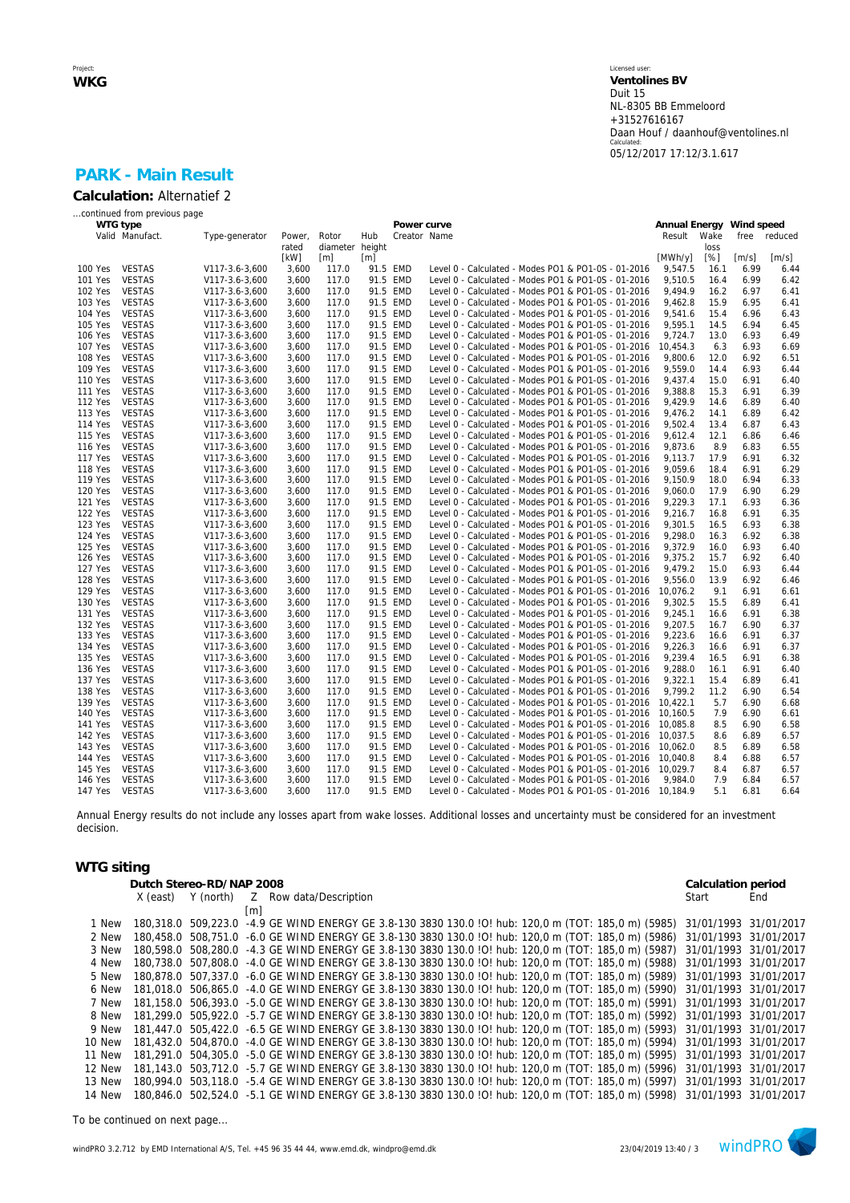Project:
**WKG**

Licensed user:
**Ventolines BV**
Duit 15
NL-8305 BB Emmeloord
+31527616167
Daan Houf / daanhouf@ventolines.nl
Calculated:
05/12/2017 17:12/3.1.617

## PARK - Main Result

**Calculation:** Alternatief 2

...continued from previous page

| | WTG type | | | | | | Power curve | | Annual Energy | | Wind speed | |
|---|---|---|---|---|---|---|---|---|---|---|---|---|
| | Valid | Manufact. | Type-generator | Power, rated [kW] | Rotor diameter [m] | Hub height [m] | Creator | Name | Result [MWh/y] | Wake loss [%] | free [m/s] | reduced [m/s] |
| 100 | Yes | VESTAS | V117-3.6-3,600 | 3,600 | 117.0 | 91.5 | EMD | Level 0 - Calculated - Modes PO1 & PO1-0S - 01-2016 | 9,547.5 | 16.1 | 6.99 | 6.44 |
| 101 | Yes | VESTAS | V117-3.6-3,600 | 3,600 | 117.0 | 91.5 | EMD | Level 0 - Calculated - Modes PO1 & PO1-0S - 01-2016 | 9,510.5 | 16.4 | 6.99 | 6.42 |
| 102 | Yes | VESTAS | V117-3.6-3,600 | 3,600 | 117.0 | 91.5 | EMD | Level 0 - Calculated - Modes PO1 & PO1-0S - 01-2016 | 9,494.9 | 16.2 | 6.97 | 6.41 |
| 103 | Yes | VESTAS | V117-3.6-3,600 | 3,600 | 117.0 | 91.5 | EMD | Level 0 - Calculated - Modes PO1 & PO1-0S - 01-2016 | 9,462.8 | 15.9 | 6.95 | 6.41 |
| 104 | Yes | VESTAS | V117-3.6-3,600 | 3,600 | 117.0 | 91.5 | EMD | Level 0 - Calculated - Modes PO1 & PO1-0S - 01-2016 | 9,541.6 | 15.4 | 6.96 | 6.43 |
| 105 | Yes | VESTAS | V117-3.6-3,600 | 3,600 | 117.0 | 91.5 | EMD | Level 0 - Calculated - Modes PO1 & PO1-0S - 01-2016 | 9,595.1 | 14.5 | 6.94 | 6.45 |
| 106 | Yes | VESTAS | V117-3.6-3,600 | 3,600 | 117.0 | 91.5 | EMD | Level 0 - Calculated - Modes PO1 & PO1-0S - 01-2016 | 9,724.7 | 13.0 | 6.93 | 6.49 |
| 107 | Yes | VESTAS | V117-3.6-3,600 | 3,600 | 117.0 | 91.5 | EMD | Level 0 - Calculated - Modes PO1 & PO1-0S - 01-2016 | 10,454.3 | 6.3 | 6.93 | 6.69 |
| 108 | Yes | VESTAS | V117-3.6-3,600 | 3,600 | 117.0 | 91.5 | EMD | Level 0 - Calculated - Modes PO1 & PO1-0S - 01-2016 | 9,800.6 | 12.0 | 6.92 | 6.51 |
| 109 | Yes | VESTAS | V117-3.6-3,600 | 3,600 | 117.0 | 91.5 | EMD | Level 0 - Calculated - Modes PO1 & PO1-0S - 01-2016 | 9,559.0 | 14.4 | 6.93 | 6.44 |
| 110 | Yes | VESTAS | V117-3.6-3,600 | 3,600 | 117.0 | 91.5 | EMD | Level 0 - Calculated - Modes PO1 & PO1-0S - 01-2016 | 9,437.4 | 15.0 | 6.91 | 6.40 |
| 111 | Yes | VESTAS | V117-3.6-3,600 | 3,600 | 117.0 | 91.5 | EMD | Level 0 - Calculated - Modes PO1 & PO1-0S - 01-2016 | 9,388.8 | 15.3 | 6.91 | 6.39 |
| 112 | Yes | VESTAS | V117-3.6-3,600 | 3,600 | 117.0 | 91.5 | EMD | Level 0 - Calculated - Modes PO1 & PO1-0S - 01-2016 | 9,429.9 | 14.6 | 6.89 | 6.40 |
| 113 | Yes | VESTAS | V117-3.6-3,600 | 3,600 | 117.0 | 91.5 | EMD | Level 0 - Calculated - Modes PO1 & PO1-0S - 01-2016 | 9,476.2 | 14.1 | 6.89 | 6.42 |
| 114 | Yes | VESTAS | V117-3.6-3,600 | 3,600 | 117.0 | 91.5 | EMD | Level 0 - Calculated - Modes PO1 & PO1-0S - 01-2016 | 9,502.4 | 13.4 | 6.87 | 6.43 |
| 115 | Yes | VESTAS | V117-3.6-3,600 | 3,600 | 117.0 | 91.5 | EMD | Level 0 - Calculated - Modes PO1 & PO1-0S - 01-2016 | 9,612.4 | 12.1 | 6.86 | 6.46 |
| 116 | Yes | VESTAS | V117-3.6-3,600 | 3,600 | 117.0 | 91.5 | EMD | Level 0 - Calculated - Modes PO1 & PO1-0S - 01-2016 | 9,873.6 | 8.9 | 6.83 | 6.55 |
| 117 | Yes | VESTAS | V117-3.6-3,600 | 3,600 | 117.0 | 91.5 | EMD | Level 0 - Calculated - Modes PO1 & PO1-0S - 01-2016 | 9,113.7 | 17.9 | 6.91 | 6.32 |
| 118 | Yes | VESTAS | V117-3.6-3,600 | 3,600 | 117.0 | 91.5 | EMD | Level 0 - Calculated - Modes PO1 & PO1-0S - 01-2016 | 9,059.6 | 18.4 | 6.91 | 6.29 |
| 119 | Yes | VESTAS | V117-3.6-3,600 | 3,600 | 117.0 | 91.5 | EMD | Level 0 - Calculated - Modes PO1 & PO1-0S - 01-2016 | 9,150.9 | 18.0 | 6.94 | 6.33 |
| 120 | Yes | VESTAS | V117-3.6-3,600 | 3,600 | 117.0 | 91.5 | EMD | Level 0 - Calculated - Modes PO1 & PO1-0S - 01-2016 | 9,060.0 | 17.9 | 6.90 | 6.29 |
| 121 | Yes | VESTAS | V117-3.6-3,600 | 3,600 | 117.0 | 91.5 | EMD | Level 0 - Calculated - Modes PO1 & PO1-0S - 01-2016 | 9,229.3 | 17.1 | 6.93 | 6.36 |
| 122 | Yes | VESTAS | V117-3.6-3,600 | 3,600 | 117.0 | 91.5 | EMD | Level 0 - Calculated - Modes PO1 & PO1-0S - 01-2016 | 9,216.7 | 16.8 | 6.91 | 6.35 |
| 123 | Yes | VESTAS | V117-3.6-3,600 | 3,600 | 117.0 | 91.5 | EMD | Level 0 - Calculated - Modes PO1 & PO1-0S - 01-2016 | 9,301.5 | 16.5 | 6.93 | 6.38 |
| 124 | Yes | VESTAS | V117-3.6-3,600 | 3,600 | 117.0 | 91.5 | EMD | Level 0 - Calculated - Modes PO1 & PO1-0S - 01-2016 | 9,298.0 | 16.3 | 6.92 | 6.38 |
| 125 | Yes | VESTAS | V117-3.6-3,600 | 3,600 | 117.0 | 91.5 | EMD | Level 0 - Calculated - Modes PO1 & PO1-0S - 01-2016 | 9,372.9 | 16.0 | 6.93 | 6.40 |
| 126 | Yes | VESTAS | V117-3.6-3,600 | 3,600 | 117.0 | 91.5 | EMD | Level 0 - Calculated - Modes PO1 & PO1-0S - 01-2016 | 9,375.2 | 15.7 | 6.92 | 6.40 |
| 127 | Yes | VESTAS | V117-3.6-3,600 | 3,600 | 117.0 | 91.5 | EMD | Level 0 - Calculated - Modes PO1 & PO1-0S - 01-2016 | 9,479.2 | 15.0 | 6.93 | 6.44 |
| 128 | Yes | VESTAS | V117-3.6-3,600 | 3,600 | 117.0 | 91.5 | EMD | Level 0 - Calculated - Modes PO1 & PO1-0S - 01-2016 | 9,556.0 | 13.9 | 6.92 | 6.46 |
| 129 | Yes | VESTAS | V117-3.6-3,600 | 3,600 | 117.0 | 91.5 | EMD | Level 0 - Calculated - Modes PO1 & PO1-0S - 01-2016 | 10,076.2 | 9.1 | 6.91 | 6.61 |
| 130 | Yes | VESTAS | V117-3.6-3,600 | 3,600 | 117.0 | 91.5 | EMD | Level 0 - Calculated - Modes PO1 & PO1-0S - 01-2016 | 9,302.5 | 15.5 | 6.89 | 6.41 |
| 131 | Yes | VESTAS | V117-3.6-3,600 | 3,600 | 117.0 | 91.5 | EMD | Level 0 - Calculated - Modes PO1 & PO1-0S - 01-2016 | 9,245.1 | 16.6 | 6.91 | 6.38 |
| 132 | Yes | VESTAS | V117-3.6-3,600 | 3,600 | 117.0 | 91.5 | EMD | Level 0 - Calculated - Modes PO1 & PO1-0S - 01-2016 | 9,207.5 | 16.7 | 6.90 | 6.37 |
| 133 | Yes | VESTAS | V117-3.6-3,600 | 3,600 | 117.0 | 91.5 | EMD | Level 0 - Calculated - Modes PO1 & PO1-0S - 01-2016 | 9,223.6 | 16.6 | 6.91 | 6.37 |
| 134 | Yes | VESTAS | V117-3.6-3,600 | 3,600 | 117.0 | 91.5 | EMD | Level 0 - Calculated - Modes PO1 & PO1-0S - 01-2016 | 9,226.3 | 16.6 | 6.91 | 6.37 |
| 135 | Yes | VESTAS | V117-3.6-3,600 | 3,600 | 117.0 | 91.5 | EMD | Level 0 - Calculated - Modes PO1 & PO1-0S - 01-2016 | 9,239.4 | 16.5 | 6.91 | 6.38 |
| 136 | Yes | VESTAS | V117-3.6-3,600 | 3,600 | 117.0 | 91.5 | EMD | Level 0 - Calculated - Modes PO1 & PO1-0S - 01-2016 | 9,288.0 | 16.1 | 6.91 | 6.40 |
| 137 | Yes | VESTAS | V117-3.6-3,600 | 3,600 | 117.0 | 91.5 | EMD | Level 0 - Calculated - Modes PO1 & PO1-0S - 01-2016 | 9,322.1 | 15.4 | 6.89 | 6.41 |
| 138 | Yes | VESTAS | V117-3.6-3,600 | 3,600 | 117.0 | 91.5 | EMD | Level 0 - Calculated - Modes PO1 & PO1-0S - 01-2016 | 9,799.2 | 11.2 | 6.90 | 6.54 |
| 139 | Yes | VESTAS | V117-3.6-3,600 | 3,600 | 117.0 | 91.5 | EMD | Level 0 - Calculated - Modes PO1 & PO1-0S - 01-2016 | 10,422.1 | 5.7 | 6.90 | 6.68 |
| 140 | Yes | VESTAS | V117-3.6-3,600 | 3,600 | 117.0 | 91.5 | EMD | Level 0 - Calculated - Modes PO1 & PO1-0S - 01-2016 | 10,160.5 | 7.9 | 6.90 | 6.61 |
| 141 | Yes | VESTAS | V117-3.6-3,600 | 3,600 | 117.0 | 91.5 | EMD | Level 0 - Calculated - Modes PO1 & PO1-0S - 01-2016 | 10,085.8 | 8.5 | 6.90 | 6.58 |
| 142 | Yes | VESTAS | V117-3.6-3,600 | 3,600 | 117.0 | 91.5 | EMD | Level 0 - Calculated - Modes PO1 & PO1-0S - 01-2016 | 10,037.5 | 8.6 | 6.89 | 6.57 |
| 143 | Yes | VESTAS | V117-3.6-3,600 | 3,600 | 117.0 | 91.5 | EMD | Level 0 - Calculated - Modes PO1 & PO1-0S - 01-2016 | 10,062.0 | 8.5 | 6.89 | 6.58 |
| 144 | Yes | VESTAS | V117-3.6-3,600 | 3,600 | 117.0 | 91.5 | EMD | Level 0 - Calculated - Modes PO1 & PO1-0S - 01-2016 | 10,040.8 | 8.4 | 6.88 | 6.57 |
| 145 | Yes | VESTAS | V117-3.6-3,600 | 3,600 | 117.0 | 91.5 | EMD | Level 0 - Calculated - Modes PO1 & PO1-0S - 01-2016 | 10,029.7 | 8.4 | 6.87 | 6.57 |
| 146 | Yes | VESTAS | V117-3.6-3,600 | 3,600 | 117.0 | 91.5 | EMD | Level 0 - Calculated - Modes PO1 & PO1-0S - 01-2016 | 9,984.0 | 7.9 | 6.84 | 6.57 |
| 147 | Yes | VESTAS | V117-3.6-3,600 | 3,600 | 117.0 | 91.5 | EMD | Level 0 - Calculated - Modes PO1 & PO1-0S - 01-2016 | 10,184.9 | 5.1 | 6.81 | 6.64 |

Annual Energy results do not include any losses apart from wake losses. Additional losses and uncertainty must be considered for an investment decision.

### WTG siting

| | Dutch Stereo-RD/NAP 2008 | | | | Calculation period | |
|---|---|---|---|---|---|---|
| | X (east) | Y (north) | Z [m] | Row data/Description | Start | End |
| 1 New | 180,318.0 | 509,223.0 | -4.9 | GE WIND ENERGY GE 3.8-130 3830 130.0 !O! hub: 120,0 m (TOT: 185,0 m) (5985) | 31/01/1993 | 31/01/2017 |
| 2 New | 180,458.0 | 508,751.0 | -6.0 | GE WIND ENERGY GE 3.8-130 3830 130.0 !O! hub: 120,0 m (TOT: 185,0 m) (5986) | 31/01/1993 | 31/01/2017 |
| 3 New | 180,598.0 | 508,280.0 | -4.3 | GE WIND ENERGY GE 3.8-130 3830 130.0 !O! hub: 120,0 m (TOT: 185,0 m) (5987) | 31/01/1993 | 31/01/2017 |
| 4 New | 180,738.0 | 507,808.0 | -4.0 | GE WIND ENERGY GE 3.8-130 3830 130.0 !O! hub: 120,0 m (TOT: 185,0 m) (5988) | 31/01/1993 | 31/01/2017 |
| 5 New | 180,878.0 | 507,337.0 | -6.0 | GE WIND ENERGY GE 3.8-130 3830 130.0 !O! hub: 120,0 m (TOT: 185,0 m) (5989) | 31/01/1993 | 31/01/2017 |
| 6 New | 181,018.0 | 506,865.0 | -4.0 | GE WIND ENERGY GE 3.8-130 3830 130.0 !O! hub: 120,0 m (TOT: 185,0 m) (5990) | 31/01/1993 | 31/01/2017 |
| 7 New | 181,158.0 | 506,393.0 | -5.0 | GE WIND ENERGY GE 3.8-130 3830 130.0 !O! hub: 120,0 m (TOT: 185,0 m) (5991) | 31/01/1993 | 31/01/2017 |
| 8 New | 181,299.0 | 505,922.0 | -5.7 | GE WIND ENERGY GE 3.8-130 3830 130.0 !O! hub: 120,0 m (TOT: 185,0 m) (5992) | 31/01/1993 | 31/01/2017 |
| 9 New | 181,447.0 | 505,422.0 | -6.5 | GE WIND ENERGY GE 3.8-130 3830 130.0 !O! hub: 120,0 m (TOT: 185,0 m) (5993) | 31/01/1993 | 31/01/2017 |
| 10 New | 181,432.0 | 504,870.0 | -4.0 | GE WIND ENERGY GE 3.8-130 3830 130.0 !O! hub: 120,0 m (TOT: 185,0 m) (5994) | 31/01/1993 | 31/01/2017 |
| 11 New | 181,291.0 | 504,305.0 | -5.0 | GE WIND ENERGY GE 3.8-130 3830 130.0 !O! hub: 120,0 m (TOT: 185,0 m) (5995) | 31/01/1993 | 31/01/2017 |
| 12 New | 181,143.0 | 503,712.0 | -5.7 | GE WIND ENERGY GE 3.8-130 3830 130.0 !O! hub: 120,0 m (TOT: 185,0 m) (5996) | 31/01/1993 | 31/01/2017 |
| 13 New | 180,994.0 | 503,118.0 | -5.4 | GE WIND ENERGY GE 3.8-130 3830 130.0 !O! hub: 120,0 m (TOT: 185,0 m) (5997) | 31/01/1993 | 31/01/2017 |
| 14 New | 180,846.0 | 502,524.0 | -5.1 | GE WIND ENERGY GE 3.8-130 3830 130.0 !O! hub: 120,0 m (TOT: 185,0 m) (5998) | 31/01/1993 | 31/01/2017 |

To be continued on next page...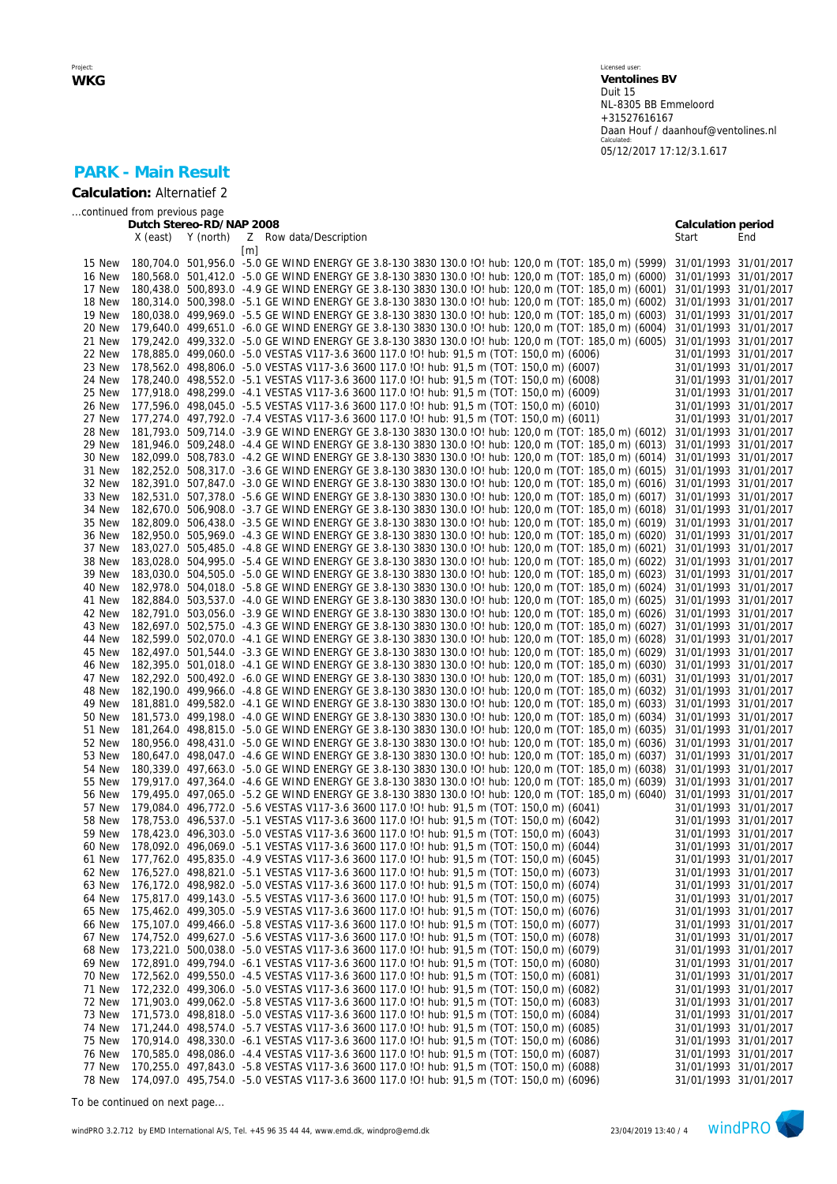## PARK - Main Result

**Calculation:** Alternatief 2

...continued from previous page

| | Dutch Stereo-RD/NAP 2008 | | | | Calculation period | |
|---|---|---|---|---|---|---|
| | X (east) | Y (north) | Z [m] | Row data/Description | Start | End |
| 15 New | 180,704.0 | 501,956.0 | -5.0 | GE WIND ENERGY GE 3.8-130 3830 130.0 !O! hub: 120,0 m (TOT: 185,0 m) (5999) | 31/01/1993 | 31/01/2017 |
| 16 New | 180,568.0 | 501,412.0 | -5.0 | GE WIND ENERGY GE 3.8-130 3830 130.0 !O! hub: 120,0 m (TOT: 185,0 m) (6000) | 31/01/1993 | 31/01/2017 |
| 17 New | 180,438.0 | 500,893.0 | -4.9 | GE WIND ENERGY GE 3.8-130 3830 130.0 !O! hub: 120,0 m (TOT: 185,0 m) (6001) | 31/01/1993 | 31/01/2017 |
| 18 New | 180,314.0 | 500,398.0 | -5.1 | GE WIND ENERGY GE 3.8-130 3830 130.0 !O! hub: 120,0 m (TOT: 185,0 m) (6002) | 31/01/1993 | 31/01/2017 |
| 19 New | 180,038.0 | 499,969.0 | -5.5 | GE WIND ENERGY GE 3.8-130 3830 130.0 !O! hub: 120,0 m (TOT: 185,0 m) (6003) | 31/01/1993 | 31/01/2017 |
| 20 New | 179,640.0 | 499,651.0 | -6.0 | GE WIND ENERGY GE 3.8-130 3830 130.0 !O! hub: 120,0 m (TOT: 185,0 m) (6004) | 31/01/1993 | 31/01/2017 |
| 21 New | 179,242.0 | 499,332.0 | -5.0 | GE WIND ENERGY GE 3.8-130 3830 130.0 !O! hub: 120,0 m (TOT: 185,0 m) (6005) | 31/01/1993 | 31/01/2017 |
| 22 New | 178,885.0 | 499,060.0 | -5.0 | VESTAS V117-3.6 3600 117.0 !O! hub: 91,5 m (TOT: 150,0 m) (6006) | 31/01/1993 | 31/01/2017 |
| 23 New | 178,562.0 | 498,806.0 | -5.0 | VESTAS V117-3.6 3600 117.0 !O! hub: 91,5 m (TOT: 150,0 m) (6007) | 31/01/1993 | 31/01/2017 |
| 24 New | 178,240.0 | 498,552.0 | -5.1 | VESTAS V117-3.6 3600 117.0 !O! hub: 91,5 m (TOT: 150,0 m) (6008) | 31/01/1993 | 31/01/2017 |
| 25 New | 177,918.0 | 498,299.0 | -4.1 | VESTAS V117-3.6 3600 117.0 !O! hub: 91,5 m (TOT: 150,0 m) (6009) | 31/01/1993 | 31/01/2017 |
| 26 New | 177,596.0 | 498,045.0 | -5.5 | VESTAS V117-3.6 3600 117.0 !O! hub: 91,5 m (TOT: 150,0 m) (6010) | 31/01/1993 | 31/01/2017 |
| 27 New | 177,274.0 | 497,792.0 | -7.4 | VESTAS V117-3.6 3600 117.0 !O! hub: 91,5 m (TOT: 150,0 m) (6011) | 31/01/1993 | 31/01/2017 |
| 28 New | 181,793.0 | 509,714.0 | -3.9 | GE WIND ENERGY GE 3.8-130 3830 130.0 !O! hub: 120,0 m (TOT: 185,0 m) (6012) | 31/01/1993 | 31/01/2017 |
| 29 New | 181,946.0 | 509,248.0 | -4.4 | GE WIND ENERGY GE 3.8-130 3830 130.0 !O! hub: 120,0 m (TOT: 185,0 m) (6013) | 31/01/1993 | 31/01/2017 |
| 30 New | 182,099.0 | 508,783.0 | -4.2 | GE WIND ENERGY GE 3.8-130 3830 130.0 !O! hub: 120,0 m (TOT: 185,0 m) (6014) | 31/01/1993 | 31/01/2017 |
| 31 New | 182,252.0 | 508,317.0 | -3.6 | GE WIND ENERGY GE 3.8-130 3830 130.0 !O! hub: 120,0 m (TOT: 185,0 m) (6015) | 31/01/1993 | 31/01/2017 |
| 32 New | 182,391.0 | 507,847.0 | -3.0 | GE WIND ENERGY GE 3.8-130 3830 130.0 !O! hub: 120,0 m (TOT: 185,0 m) (6016) | 31/01/1993 | 31/01/2017 |
| 33 New | 182,531.0 | 507,378.0 | -5.6 | GE WIND ENERGY GE 3.8-130 3830 130.0 !O! hub: 120,0 m (TOT: 185,0 m) (6017) | 31/01/1993 | 31/01/2017 |
| 34 New | 182,670.0 | 506,908.0 | -3.7 | GE WIND ENERGY GE 3.8-130 3830 130.0 !O! hub: 120,0 m (TOT: 185,0 m) (6018) | 31/01/1993 | 31/01/2017 |
| 35 New | 182,809.0 | 506,438.0 | -3.5 | GE WIND ENERGY GE 3.8-130 3830 130.0 !O! hub: 120,0 m (TOT: 185,0 m) (6019) | 31/01/1993 | 31/01/2017 |
| 36 New | 182,950.0 | 505,969.0 | -4.3 | GE WIND ENERGY GE 3.8-130 3830 130.0 !O! hub: 120,0 m (TOT: 185,0 m) (6020) | 31/01/1993 | 31/01/2017 |
| 37 New | 183,027.0 | 505,485.0 | -4.8 | GE WIND ENERGY GE 3.8-130 3830 130.0 !O! hub: 120,0 m (TOT: 185,0 m) (6021) | 31/01/1993 | 31/01/2017 |
| 38 New | 183,028.0 | 504,995.0 | -5.4 | GE WIND ENERGY GE 3.8-130 3830 130.0 !O! hub: 120,0 m (TOT: 185,0 m) (6022) | 31/01/1993 | 31/01/2017 |
| 39 New | 183,030.0 | 504,505.0 | -5.0 | GE WIND ENERGY GE 3.8-130 3830 130.0 !O! hub: 120,0 m (TOT: 185,0 m) (6023) | 31/01/1993 | 31/01/2017 |
| 40 New | 182,978.0 | 504,018.0 | -5.8 | GE WIND ENERGY GE 3.8-130 3830 130.0 !O! hub: 120,0 m (TOT: 185,0 m) (6024) | 31/01/1993 | 31/01/2017 |
| 41 New | 182,884.0 | 503,537.0 | -4.0 | GE WIND ENERGY GE 3.8-130 3830 130.0 !O! hub: 120,0 m (TOT: 185,0 m) (6025) | 31/01/1993 | 31/01/2017 |
| 42 New | 182,791.0 | 503,056.0 | -3.9 | GE WIND ENERGY GE 3.8-130 3830 130.0 !O! hub: 120,0 m (TOT: 185,0 m) (6026) | 31/01/1993 | 31/01/2017 |
| 43 New | 182,697.0 | 502,575.0 | -4.3 | GE WIND ENERGY GE 3.8-130 3830 130.0 !O! hub: 120,0 m (TOT: 185,0 m) (6027) | 31/01/1993 | 31/01/2017 |
| 44 New | 182,599.0 | 502,070.0 | -4.1 | GE WIND ENERGY GE 3.8-130 3830 130.0 !O! hub: 120,0 m (TOT: 185,0 m) (6028) | 31/01/1993 | 31/01/2017 |
| 45 New | 182,497.0 | 501,544.0 | -3.3 | GE WIND ENERGY GE 3.8-130 3830 130.0 !O! hub: 120,0 m (TOT: 185,0 m) (6029) | 31/01/1993 | 31/01/2017 |
| 46 New | 182,395.0 | 501,018.0 | -4.1 | GE WIND ENERGY GE 3.8-130 3830 130.0 !O! hub: 120,0 m (TOT: 185,0 m) (6030) | 31/01/1993 | 31/01/2017 |
| 47 New | 182,292.0 | 500,492.0 | -6.0 | GE WIND ENERGY GE 3.8-130 3830 130.0 !O! hub: 120,0 m (TOT: 185,0 m) (6031) | 31/01/1993 | 31/01/2017 |
| 48 New | 182,190.0 | 499,966.0 | -4.8 | GE WIND ENERGY GE 3.8-130 3830 130.0 !O! hub: 120,0 m (TOT: 185,0 m) (6032) | 31/01/1993 | 31/01/2017 |
| 49 New | 181,881.0 | 499,582.0 | -4.1 | GE WIND ENERGY GE 3.8-130 3830 130.0 !O! hub: 120,0 m (TOT: 185,0 m) (6033) | 31/01/1993 | 31/01/2017 |
| 50 New | 181,573.0 | 499,198.0 | -4.0 | GE WIND ENERGY GE 3.8-130 3830 130.0 !O! hub: 120,0 m (TOT: 185,0 m) (6034) | 31/01/1993 | 31/01/2017 |
| 51 New | 181,264.0 | 498,815.0 | -5.0 | GE WIND ENERGY GE 3.8-130 3830 130.0 !O! hub: 120,0 m (TOT: 185,0 m) (6035) | 31/01/1993 | 31/01/2017 |
| 52 New | 180,956.0 | 498,431.0 | -5.0 | GE WIND ENERGY GE 3.8-130 3830 130.0 !O! hub: 120,0 m (TOT: 185,0 m) (6036) | 31/01/1993 | 31/01/2017 |
| 53 New | 180,647.0 | 498,047.0 | -4.6 | GE WIND ENERGY GE 3.8-130 3830 130.0 !O! hub: 120,0 m (TOT: 185,0 m) (6037) | 31/01/1993 | 31/01/2017 |
| 54 New | 180,339.0 | 497,663.0 | -5.0 | GE WIND ENERGY GE 3.8-130 3830 130.0 !O! hub: 120,0 m (TOT: 185,0 m) (6038) | 31/01/1993 | 31/01/2017 |
| 55 New | 179,917.0 | 497,364.0 | -4.6 | GE WIND ENERGY GE 3.8-130 3830 130.0 !O! hub: 120,0 m (TOT: 185,0 m) (6039) | 31/01/1993 | 31/01/2017 |
| 56 New | 179,495.0 | 497,065.0 | -5.2 | GE WIND ENERGY GE 3.8-130 3830 130.0 !O! hub: 120,0 m (TOT: 185,0 m) (6040) | 31/01/1993 | 31/01/2017 |
| 57 New | 179,084.0 | 496,772.0 | -5.6 | VESTAS V117-3.6 3600 117.0 !O! hub: 91,5 m (TOT: 150,0 m) (6041) | 31/01/1993 | 31/01/2017 |
| 58 New | 178,753.0 | 496,537.0 | -5.1 | VESTAS V117-3.6 3600 117.0 !O! hub: 91,5 m (TOT: 150,0 m) (6042) | 31/01/1993 | 31/01/2017 |
| 59 New | 178,423.0 | 496,303.0 | -5.0 | VESTAS V117-3.6 3600 117.0 !O! hub: 91,5 m (TOT: 150,0 m) (6043) | 31/01/1993 | 31/01/2017 |
| 60 New | 178,092.0 | 496,069.0 | -5.1 | VESTAS V117-3.6 3600 117.0 !O! hub: 91,5 m (TOT: 150,0 m) (6044) | 31/01/1993 | 31/01/2017 |
| 61 New | 177,762.0 | 495,835.0 | -4.9 | VESTAS V117-3.6 3600 117.0 !O! hub: 91,5 m (TOT: 150,0 m) (6045) | 31/01/1993 | 31/01/2017 |
| 62 New | 176,527.0 | 498,821.0 | -5.1 | VESTAS V117-3.6 3600 117.0 !O! hub: 91,5 m (TOT: 150,0 m) (6073) | 31/01/1993 | 31/01/2017 |
| 63 New | 176,172.0 | 498,982.0 | -5.0 | VESTAS V117-3.6 3600 117.0 !O! hub: 91,5 m (TOT: 150,0 m) (6074) | 31/01/1993 | 31/01/2017 |
| 64 New | 175,817.0 | 499,143.0 | -5.5 | VESTAS V117-3.6 3600 117.0 !O! hub: 91,5 m (TOT: 150,0 m) (6075) | 31/01/1993 | 31/01/2017 |
| 65 New | 175,462.0 | 499,305.0 | -5.9 | VESTAS V117-3.6 3600 117.0 !O! hub: 91,5 m (TOT: 150,0 m) (6076) | 31/01/1993 | 31/01/2017 |
| 66 New | 175,107.0 | 499,466.0 | -5.8 | VESTAS V117-3.6 3600 117.0 !O! hub: 91,5 m (TOT: 150,0 m) (6077) | 31/01/1993 | 31/01/2017 |
| 67 New | 174,752.0 | 499,627.0 | -5.6 | VESTAS V117-3.6 3600 117.0 !O! hub: 91,5 m (TOT: 150,0 m) (6078) | 31/01/1993 | 31/01/2017 |
| 68 New | 173,221.0 | 500,038.0 | -5.0 | VESTAS V117-3.6 3600 117.0 !O! hub: 91,5 m (TOT: 150,0 m) (6079) | 31/01/1993 | 31/01/2017 |
| 69 New | 172,891.0 | 499,794.0 | -6.1 | VESTAS V117-3.6 3600 117.0 !O! hub: 91,5 m (TOT: 150,0 m) (6080) | 31/01/1993 | 31/01/2017 |
| 70 New | 172,562.0 | 499,550.0 | -4.5 | VESTAS V117-3.6 3600 117.0 !O! hub: 91,5 m (TOT: 150,0 m) (6081) | 31/01/1993 | 31/01/2017 |
| 71 New | 172,232.0 | 499,306.0 | -5.0 | VESTAS V117-3.6 3600 117.0 !O! hub: 91,5 m (TOT: 150,0 m) (6082) | 31/01/1993 | 31/01/2017 |
| 72 New | 171,903.0 | 499,062.0 | -5.8 | VESTAS V117-3.6 3600 117.0 !O! hub: 91,5 m (TOT: 150,0 m) (6083) | 31/01/1993 | 31/01/2017 |
| 73 New | 171,573.0 | 498,818.0 | -5.0 | VESTAS V117-3.6 3600 117.0 !O! hub: 91,5 m (TOT: 150,0 m) (6084) | 31/01/1993 | 31/01/2017 |
| 74 New | 171,244.0 | 498,574.0 | -5.7 | VESTAS V117-3.6 3600 117.0 !O! hub: 91,5 m (TOT: 150,0 m) (6085) | 31/01/1993 | 31/01/2017 |
| 75 New | 170,914.0 | 498,330.0 | -6.1 | VESTAS V117-3.6 3600 117.0 !O! hub: 91,5 m (TOT: 150,0 m) (6086) | 31/01/1993 | 31/01/2017 |
| 76 New | 170,585.0 | 498,086.0 | -4.4 | VESTAS V117-3.6 3600 117.0 !O! hub: 91,5 m (TOT: 150,0 m) (6087) | 31/01/1993 | 31/01/2017 |
| 77 New | 170,255.0 | 497,843.0 | -5.8 | VESTAS V117-3.6 3600 117.0 !O! hub: 91,5 m (TOT: 150,0 m) (6088) | 31/01/1993 | 31/01/2017 |
| 78 New | 174,097.0 | 495,754.0 | -5.0 | VESTAS V117-3.6 3600 117.0 !O! hub: 91,5 m (TOT: 150,0 m) (6096) | 31/01/1993 | 31/01/2017 |

To be continued on next page...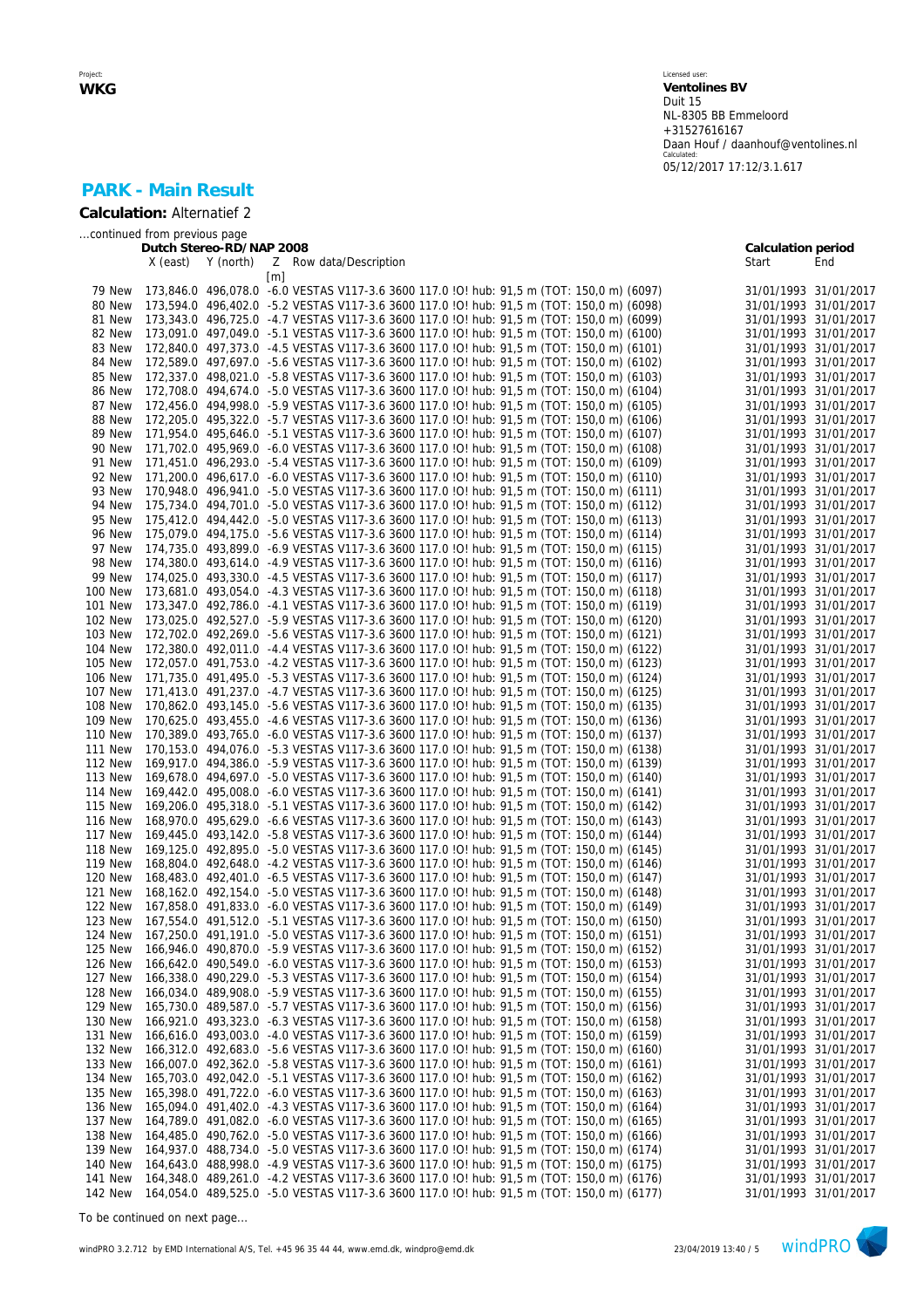## PARK - Main Result

**Calculation:** Alternatief 2

...continued from previous page

| | Dutch Stereo-RD/NAP 2008 | | | | Calculation period | |
|---|---|---|---|---|---|---|
| | X (east) | Y (north) | Z | Row data/Description | Start | End |
| | | | [m] | | | |
| 79 New | 173,846.0 | 496,078.0 | -6.0 | VESTAS V117-3.6 3600 117.0 !O! hub: 91,5 m (TOT: 150,0 m) (6097) | 31/01/1993 | 31/01/2017 |
| 80 New | 173,594.0 | 496,402.0 | -5.2 | VESTAS V117-3.6 3600 117.0 !O! hub: 91,5 m (TOT: 150,0 m) (6098) | 31/01/1993 | 31/01/2017 |
| 81 New | 173,343.0 | 496,725.0 | -4.7 | VESTAS V117-3.6 3600 117.0 !O! hub: 91,5 m (TOT: 150,0 m) (6099) | 31/01/1993 | 31/01/2017 |
| 82 New | 173,091.0 | 497,049.0 | -5.1 | VESTAS V117-3.6 3600 117.0 !O! hub: 91,5 m (TOT: 150,0 m) (6100) | 31/01/1993 | 31/01/2017 |
| 83 New | 172,840.0 | 497,373.0 | -4.5 | VESTAS V117-3.6 3600 117.0 !O! hub: 91,5 m (TOT: 150,0 m) (6101) | 31/01/1993 | 31/01/2017 |
| 84 New | 172,589.0 | 497,697.0 | -5.6 | VESTAS V117-3.6 3600 117.0 !O! hub: 91,5 m (TOT: 150,0 m) (6102) | 31/01/1993 | 31/01/2017 |
| 85 New | 172,337.0 | 498,021.0 | -5.8 | VESTAS V117-3.6 3600 117.0 !O! hub: 91,5 m (TOT: 150,0 m) (6103) | 31/01/1993 | 31/01/2017 |
| 86 New | 172,708.0 | 494,674.0 | -5.0 | VESTAS V117-3.6 3600 117.0 !O! hub: 91,5 m (TOT: 150,0 m) (6104) | 31/01/1993 | 31/01/2017 |
| 87 New | 172,456.0 | 494,998.0 | -5.9 | VESTAS V117-3.6 3600 117.0 !O! hub: 91,5 m (TOT: 150,0 m) (6105) | 31/01/1993 | 31/01/2017 |
| 88 New | 172,205.0 | 495,322.0 | -5.7 | VESTAS V117-3.6 3600 117.0 !O! hub: 91,5 m (TOT: 150,0 m) (6106) | 31/01/1993 | 31/01/2017 |
| 89 New | 171,954.0 | 495,646.0 | -5.1 | VESTAS V117-3.6 3600 117.0 !O! hub: 91,5 m (TOT: 150,0 m) (6107) | 31/01/1993 | 31/01/2017 |
| 90 New | 171,702.0 | 495,969.0 | -6.0 | VESTAS V117-3.6 3600 117.0 !O! hub: 91,5 m (TOT: 150,0 m) (6108) | 31/01/1993 | 31/01/2017 |
| 91 New | 171,451.0 | 496,293.0 | -5.4 | VESTAS V117-3.6 3600 117.0 !O! hub: 91,5 m (TOT: 150,0 m) (6109) | 31/01/1993 | 31/01/2017 |
| 92 New | 171,200.0 | 496,617.0 | -6.0 | VESTAS V117-3.6 3600 117.0 !O! hub: 91,5 m (TOT: 150,0 m) (6110) | 31/01/1993 | 31/01/2017 |
| 93 New | 170,948.0 | 496,941.0 | -5.0 | VESTAS V117-3.6 3600 117.0 !O! hub: 91,5 m (TOT: 150,0 m) (6111) | 31/01/1993 | 31/01/2017 |
| 94 New | 175,734.0 | 494,701.0 | -5.0 | VESTAS V117-3.6 3600 117.0 !O! hub: 91,5 m (TOT: 150,0 m) (6112) | 31/01/1993 | 31/01/2017 |
| 95 New | 175,412.0 | 494,442.0 | -5.0 | VESTAS V117-3.6 3600 117.0 !O! hub: 91,5 m (TOT: 150,0 m) (6113) | 31/01/1993 | 31/01/2017 |
| 96 New | 175,079.0 | 494,175.0 | -5.6 | VESTAS V117-3.6 3600 117.0 !O! hub: 91,5 m (TOT: 150,0 m) (6114) | 31/01/1993 | 31/01/2017 |
| 97 New | 174,735.0 | 493,899.0 | -6.9 | VESTAS V117-3.6 3600 117.0 !O! hub: 91,5 m (TOT: 150,0 m) (6115) | 31/01/1993 | 31/01/2017 |
| 98 New | 174,380.0 | 493,614.0 | -4.9 | VESTAS V117-3.6 3600 117.0 !O! hub: 91,5 m (TOT: 150,0 m) (6116) | 31/01/1993 | 31/01/2017 |
| 99 New | 174,025.0 | 493,330.0 | -4.5 | VESTAS V117-3.6 3600 117.0 !O! hub: 91,5 m (TOT: 150,0 m) (6117) | 31/01/1993 | 31/01/2017 |
| 100 New | 173,681.0 | 493,054.0 | -4.3 | VESTAS V117-3.6 3600 117.0 !O! hub: 91,5 m (TOT: 150,0 m) (6118) | 31/01/1993 | 31/01/2017 |
| 101 New | 173,347.0 | 492,786.0 | -4.1 | VESTAS V117-3.6 3600 117.0 !O! hub: 91,5 m (TOT: 150,0 m) (6119) | 31/01/1993 | 31/01/2017 |
| 102 New | 173,025.0 | 492,527.0 | -5.9 | VESTAS V117-3.6 3600 117.0 !O! hub: 91,5 m (TOT: 150,0 m) (6120) | 31/01/1993 | 31/01/2017 |
| 103 New | 172,702.0 | 492,269.0 | -5.6 | VESTAS V117-3.6 3600 117.0 !O! hub: 91,5 m (TOT: 150,0 m) (6121) | 31/01/1993 | 31/01/2017 |
| 104 New | 172,380.0 | 492,011.0 | -4.4 | VESTAS V117-3.6 3600 117.0 !O! hub: 91,5 m (TOT: 150,0 m) (6122) | 31/01/1993 | 31/01/2017 |
| 105 New | 172,057.0 | 491,753.0 | -4.2 | VESTAS V117-3.6 3600 117.0 !O! hub: 91,5 m (TOT: 150,0 m) (6123) | 31/01/1993 | 31/01/2017 |
| 106 New | 171,735.0 | 491,495.0 | -5.3 | VESTAS V117-3.6 3600 117.0 !O! hub: 91,5 m (TOT: 150,0 m) (6124) | 31/01/1993 | 31/01/2017 |
| 107 New | 171,413.0 | 491,237.0 | -4.7 | VESTAS V117-3.6 3600 117.0 !O! hub: 91,5 m (TOT: 150,0 m) (6125) | 31/01/1993 | 31/01/2017 |
| 108 New | 170,862.0 | 493,145.0 | -5.6 | VESTAS V117-3.6 3600 117.0 !O! hub: 91,5 m (TOT: 150,0 m) (6135) | 31/01/1993 | 31/01/2017 |
| 109 New | 170,625.0 | 493,455.0 | -4.6 | VESTAS V117-3.6 3600 117.0 !O! hub: 91,5 m (TOT: 150,0 m) (6136) | 31/01/1993 | 31/01/2017 |
| 110 New | 170,389.0 | 493,765.0 | -6.0 | VESTAS V117-3.6 3600 117.0 !O! hub: 91,5 m (TOT: 150,0 m) (6137) | 31/01/1993 | 31/01/2017 |
| 111 New | 170,153.0 | 494,076.0 | -5.3 | VESTAS V117-3.6 3600 117.0 !O! hub: 91,5 m (TOT: 150,0 m) (6138) | 31/01/1993 | 31/01/2017 |
| 112 New | 169,917.0 | 494,386.0 | -5.9 | VESTAS V117-3.6 3600 117.0 !O! hub: 91,5 m (TOT: 150,0 m) (6139) | 31/01/1993 | 31/01/2017 |
| 113 New | 169,678.0 | 494,697.0 | -5.0 | VESTAS V117-3.6 3600 117.0 !O! hub: 91,5 m (TOT: 150,0 m) (6140) | 31/01/1993 | 31/01/2017 |
| 114 New | 169,442.0 | 495,008.0 | -6.0 | VESTAS V117-3.6 3600 117.0 !O! hub: 91,5 m (TOT: 150,0 m) (6141) | 31/01/1993 | 31/01/2017 |
| 115 New | 169,206.0 | 495,318.0 | -5.1 | VESTAS V117-3.6 3600 117.0 !O! hub: 91,5 m (TOT: 150,0 m) (6142) | 31/01/1993 | 31/01/2017 |
| 116 New | 168,970.0 | 495,629.0 | -6.6 | VESTAS V117-3.6 3600 117.0 !O! hub: 91,5 m (TOT: 150,0 m) (6143) | 31/01/1993 | 31/01/2017 |
| 117 New | 169,445.0 | 493,142.0 | -5.8 | VESTAS V117-3.6 3600 117.0 !O! hub: 91,5 m (TOT: 150,0 m) (6144) | 31/01/1993 | 31/01/2017 |
| 118 New | 169,125.0 | 492,895.0 | -5.0 | VESTAS V117-3.6 3600 117.0 !O! hub: 91,5 m (TOT: 150,0 m) (6145) | 31/01/1993 | 31/01/2017 |
| 119 New | 168,804.0 | 492,648.0 | -4.2 | VESTAS V117-3.6 3600 117.0 !O! hub: 91,5 m (TOT: 150,0 m) (6146) | 31/01/1993 | 31/01/2017 |
| 120 New | 168,483.0 | 492,401.0 | -6.5 | VESTAS V117-3.6 3600 117.0 !O! hub: 91,5 m (TOT: 150,0 m) (6147) | 31/01/1993 | 31/01/2017 |
| 121 New | 168,162.0 | 492,154.0 | -5.0 | VESTAS V117-3.6 3600 117.0 !O! hub: 91,5 m (TOT: 150,0 m) (6148) | 31/01/1993 | 31/01/2017 |
| 122 New | 167,858.0 | 491,833.0 | -6.0 | VESTAS V117-3.6 3600 117.0 !O! hub: 91,5 m (TOT: 150,0 m) (6149) | 31/01/1993 | 31/01/2017 |
| 123 New | 167,554.0 | 491,512.0 | -5.1 | VESTAS V117-3.6 3600 117.0 !O! hub: 91,5 m (TOT: 150,0 m) (6150) | 31/01/1993 | 31/01/2017 |
| 124 New | 167,250.0 | 491,191.0 | -5.0 | VESTAS V117-3.6 3600 117.0 !O! hub: 91,5 m (TOT: 150,0 m) (6151) | 31/01/1993 | 31/01/2017 |
| 125 New | 166,946.0 | 490,870.0 | -5.9 | VESTAS V117-3.6 3600 117.0 !O! hub: 91,5 m (TOT: 150,0 m) (6152) | 31/01/1993 | 31/01/2017 |
| 126 New | 166,642.0 | 490,549.0 | -6.0 | VESTAS V117-3.6 3600 117.0 !O! hub: 91,5 m (TOT: 150,0 m) (6153) | 31/01/1993 | 31/01/2017 |
| 127 New | 166,338.0 | 490,229.0 | -5.3 | VESTAS V117-3.6 3600 117.0 !O! hub: 91,5 m (TOT: 150,0 m) (6154) | 31/01/1993 | 31/01/2017 |
| 128 New | 166,034.0 | 489,908.0 | -5.9 | VESTAS V117-3.6 3600 117.0 !O! hub: 91,5 m (TOT: 150,0 m) (6155) | 31/01/1993 | 31/01/2017 |
| 129 New | 165,730.0 | 489,587.0 | -5.7 | VESTAS V117-3.6 3600 117.0 !O! hub: 91,5 m (TOT: 150,0 m) (6156) | 31/01/1993 | 31/01/2017 |
| 130 New | 166,921.0 | 493,323.0 | -6.3 | VESTAS V117-3.6 3600 117.0 !O! hub: 91,5 m (TOT: 150,0 m) (6158) | 31/01/1993 | 31/01/2017 |
| 131 New | 166,616.0 | 493,003.0 | -4.0 | VESTAS V117-3.6 3600 117.0 !O! hub: 91,5 m (TOT: 150,0 m) (6159) | 31/01/1993 | 31/01/2017 |
| 132 New | 166,312.0 | 492,683.0 | -5.6 | VESTAS V117-3.6 3600 117.0 !O! hub: 91,5 m (TOT: 150,0 m) (6160) | 31/01/1993 | 31/01/2017 |
| 133 New | 166,007.0 | 492,362.0 | -5.8 | VESTAS V117-3.6 3600 117.0 !O! hub: 91,5 m (TOT: 150,0 m) (6161) | 31/01/1993 | 31/01/2017 |
| 134 New | 165,703.0 | 492,042.0 | -5.1 | VESTAS V117-3.6 3600 117.0 !O! hub: 91,5 m (TOT: 150,0 m) (6162) | 31/01/1993 | 31/01/2017 |
| 135 New | 165,398.0 | 491,722.0 | -6.0 | VESTAS V117-3.6 3600 117.0 !O! hub: 91,5 m (TOT: 150,0 m) (6163) | 31/01/1993 | 31/01/2017 |
| 136 New | 165,094.0 | 491,402.0 | -4.3 | VESTAS V117-3.6 3600 117.0 !O! hub: 91,5 m (TOT: 150,0 m) (6164) | 31/01/1993 | 31/01/2017 |
| 137 New | 164,789.0 | 491,082.0 | -6.0 | VESTAS V117-3.6 3600 117.0 !O! hub: 91,5 m (TOT: 150,0 m) (6165) | 31/01/1993 | 31/01/2017 |
| 138 New | 164,485.0 | 490,762.0 | -5.0 | VESTAS V117-3.6 3600 117.0 !O! hub: 91,5 m (TOT: 150,0 m) (6166) | 31/01/1993 | 31/01/2017 |
| 139 New | 164,937.0 | 488,734.0 | -5.0 | VESTAS V117-3.6 3600 117.0 !O! hub: 91,5 m (TOT: 150,0 m) (6174) | 31/01/1993 | 31/01/2017 |
| 140 New | 164,643.0 | 488,998.0 | -4.9 | VESTAS V117-3.6 3600 117.0 !O! hub: 91,5 m (TOT: 150,0 m) (6175) | 31/01/1993 | 31/01/2017 |
| 141 New | 164,348.0 | 489,261.0 | -4.2 | VESTAS V117-3.6 3600 117.0 !O! hub: 91,5 m (TOT: 150,0 m) (6176) | 31/01/1993 | 31/01/2017 |
| 142 New | 164,054.0 | 489,525.0 | -5.0 | VESTAS V117-3.6 3600 117.0 !O! hub: 91,5 m (TOT: 150,0 m) (6177) | 31/01/1993 | 31/01/2017 |

To be continued on next page...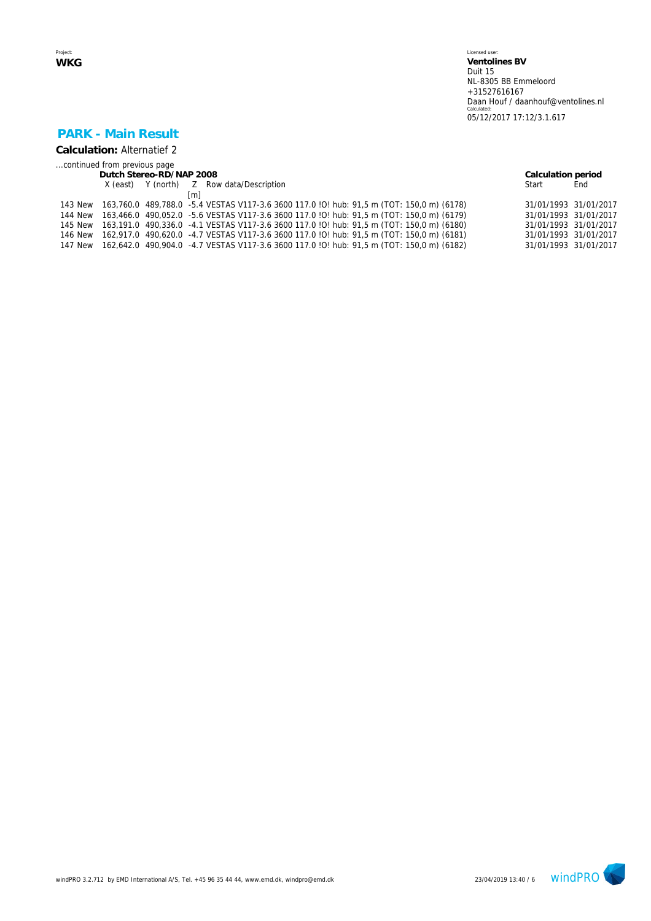Project:
**WKG**

Licensed user:
**Ventolines BV**
Duit 15
NL-8305 BB Emmeloord
+31527616167
Daan Houf / daanhouf@ventolines.nl
Calculated:
05/12/2017 17:12/3.1.617

## PARK - Main Result

**Calculation:** Alternatief 2

...continued from previous page

| | | **Dutch Stereo-RD/NAP 2008** | | | | **Calculation period** | |
|---|---|---|---|---|---|---|---|
| | | X (east) | Y (north) | Z [m] | Row data/Description | Start | End |
| 143 | New | 163,760.0 | 489,788.0 | -5.4 | VESTAS V117-3.6 3600 117.0 !O! hub: 91,5 m (TOT: 150,0 m) (6178) | 31/01/1993 | 31/01/2017 |
| 144 | New | 163,466.0 | 490,052.0 | -5.6 | VESTAS V117-3.6 3600 117.0 !O! hub: 91,5 m (TOT: 150,0 m) (6179) | 31/01/1993 | 31/01/2017 |
| 145 | New | 163,191.0 | 490,336.0 | -4.1 | VESTAS V117-3.6 3600 117.0 !O! hub: 91,5 m (TOT: 150,0 m) (6180) | 31/01/1993 | 31/01/2017 |
| 146 | New | 162,917.0 | 490,620.0 | -4.7 | VESTAS V117-3.6 3600 117.0 !O! hub: 91,5 m (TOT: 150,0 m) (6181) | 31/01/1993 | 31/01/2017 |
| 147 | New | 162,642.0 | 490,904.0 | -4.7 | VESTAS V117-3.6 3600 117.0 !O! hub: 91,5 m (TOT: 150,0 m) (6182) | 31/01/1993 | 31/01/2017 |